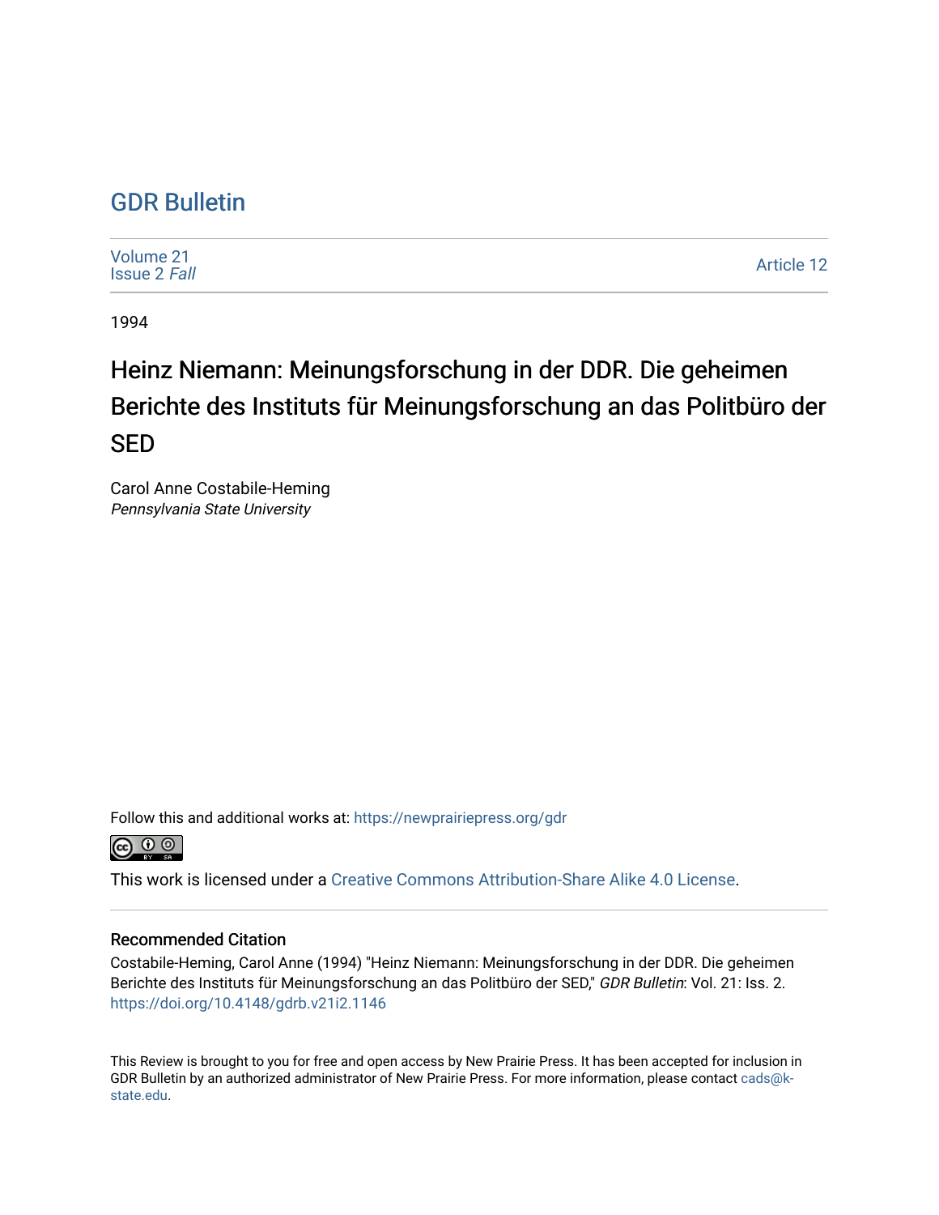# GDR Bulletin

Volume 21
Issue 2 *Fall*

Article 12

1994

## Heinz Niemann: Meinungsforschung in der DDR. Die geheimen Berichte des Instituts für Meinungsforschung an das Politbüro der SED

Carol Anne Costabile-Heming
*Pennsylvania State University*

Follow this and additional works at: https://newprairiepress.org/gdr

This work is licensed under a Creative Commons Attribution-Share Alike 4.0 License.

### Recommended Citation

Costabile-Heming, Carol Anne (1994) "Heinz Niemann: Meinungsforschung in der DDR. Die geheimen Berichte des Instituts für Meinungsforschung an das Politbüro der SED," *GDR Bulletin*: Vol. 21: Iss. 2. https://doi.org/10.4148/gdrb.v21i2.1146

This Review is brought to you for free and open access by New Prairie Press. It has been accepted for inclusion in GDR Bulletin by an authorized administrator of New Prairie Press. For more information, please contact cads@k-state.edu.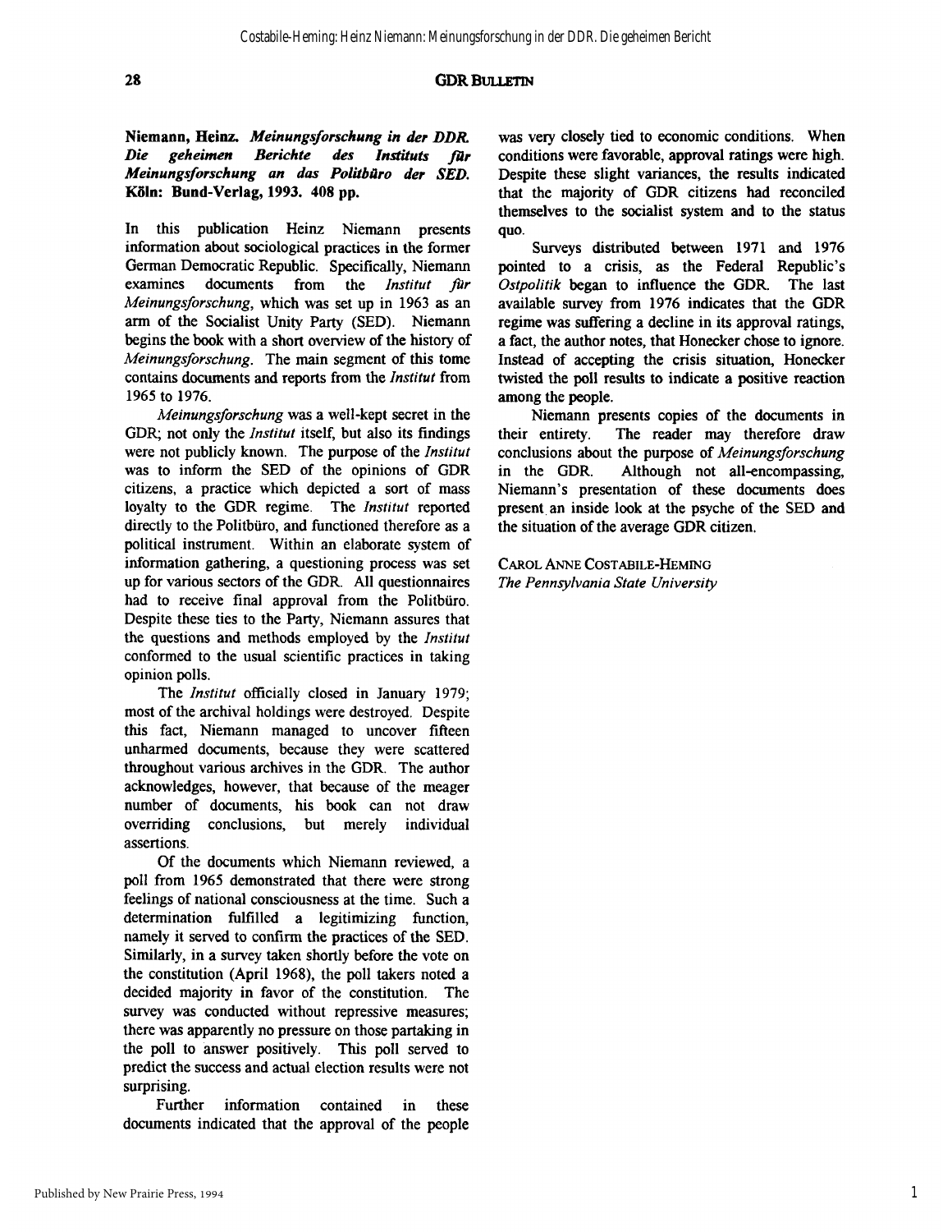**Niemann, Heinz. *Meinungsforschung in der DDR. Die geheimen Berichte des Instituts für Meinungsforschung an das Politbüro der SED.* Köln: Bund-Verlag, 1993. 408 pp.**

In this publication Heinz Niemann presents information about sociological practices in the former German Democratic Republic. Specifically, Niemann examines documents from the *Institut für Meinungsforschung*, which was set up in 1963 as an arm of the Socialist Unity Party (SED). Niemann begins the book with a short overview of the history of *Meinungsforschung*. The main segment of this tome contains documents and reports from the *Institut* from 1965 to 1976.

*Meinungsforschung* was a well-kept secret in the GDR; not only the *Institut* itself, but also its findings were not publicly known. The purpose of the *Institut* was to inform the SED of the opinions of GDR citizens, a practice which depicted a sort of mass loyalty to the GDR regime. The *Institut* reported directly to the Politbüro, and functioned therefore as a political instrument. Within an elaborate system of information gathering, a questioning process was set up for various sectors of the GDR. All questionnaires had to receive final approval from the Politbüro. Despite these ties to the Party, Niemann assures that the questions and methods employed by the *Institut* conformed to the usual scientific practices in taking opinion polls.

The *Institut* officially closed in January 1979; most of the archival holdings were destroyed. Despite this fact, Niemann managed to uncover fifteen unharmed documents, because they were scattered throughout various archives in the GDR. The author acknowledges, however, that because of the meager number of documents, his book can not draw overriding conclusions, but merely individual assertions.

Of the documents which Niemann reviewed, a poll from 1965 demonstrated that there were strong feelings of national consciousness at the time. Such a determination fulfilled a legitimizing function, namely it served to confirm the practices of the SED. Similarly, in a survey taken shortly before the vote on the constitution (April 1968), the poll takers noted a decided majority in favor of the constitution. The survey was conducted without repressive measures; there was apparently no pressure on those partaking in the poll to answer positively. This poll served to predict the success and actual election results were not surprising.

Further information contained in these documents indicated that the approval of the people was very closely tied to economic conditions. When conditions were favorable, approval ratings were high. Despite these slight variances, the results indicated that the majority of GDR citizens had reconciled themselves to the socialist system and to the status quo.

Surveys distributed between 1971 and 1976 pointed to a crisis, as the Federal Republic's *Ostpolitik* began to influence the GDR. The last available survey from 1976 indicates that the GDR regime was suffering a decline in its approval ratings, a fact, the author notes, that Honecker chose to ignore. Instead of accepting the crisis situation, Honecker twisted the poll results to indicate a positive reaction among the people.

Niemann presents copies of the documents in their entirety. The reader may therefore draw conclusions about the purpose of *Meinungsforschung* in the GDR. Although not all-encompassing, Niemann's presentation of these documents does present an inside look at the psyche of the SED and the situation of the average GDR citizen.

CAROL ANNE COSTABILE-HEMING
*The Pennsylvania State University*